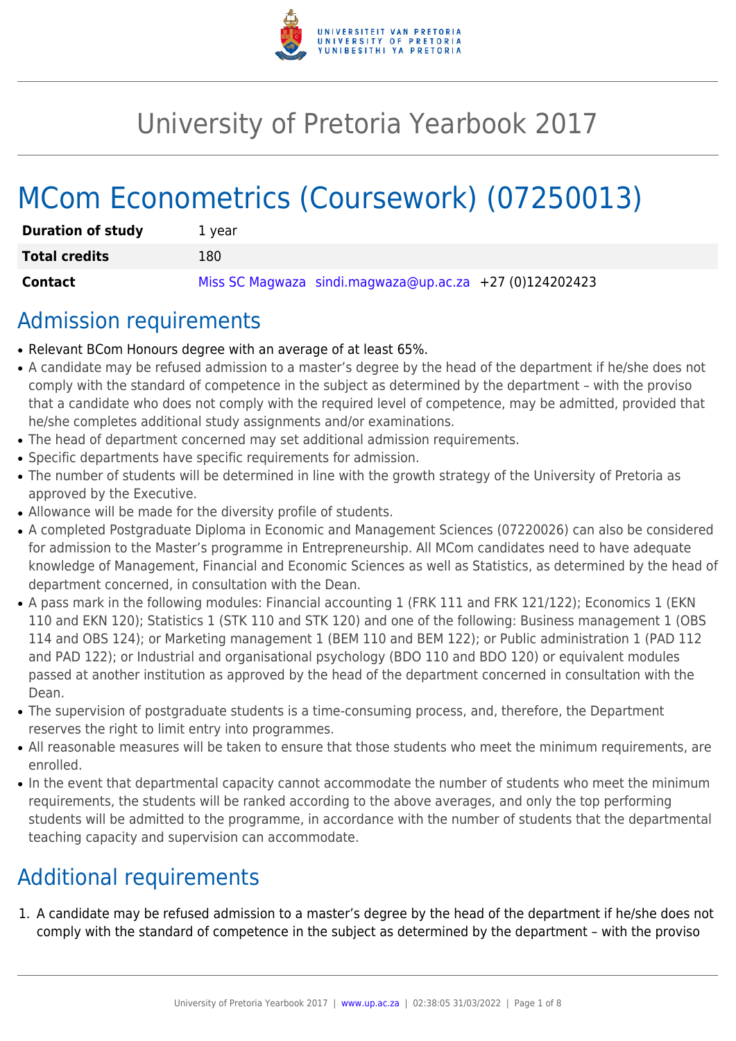# University of Pretoria Yearbook 2017

# MCom Econometrics (Coursework) (07250013)

| | |
|---|---|
| **Duration of study** | 1 year |
| **Total credits** | 180 |
| **Contact** | Miss SC Magwaza sindi.magwaza@up.ac.za +27 (0)124202423 |

## Admission requirements

- Relevant BCom Honours degree with an average of at least 65%.
- A candidate may be refused admission to a master's degree by the head of the department if he/she does not comply with the standard of competence in the subject as determined by the department – with the proviso that a candidate who does not comply with the required level of competence, may be admitted, provided that he/she completes additional study assignments and/or examinations.
- The head of department concerned may set additional admission requirements.
- Specific departments have specific requirements for admission.
- The number of students will be determined in line with the growth strategy of the University of Pretoria as approved by the Executive.
- Allowance will be made for the diversity profile of students.
- A completed Postgraduate Diploma in Economic and Management Sciences (07220026) can also be considered for admission to the Master's programme in Entrepreneurship. All MCom candidates need to have adequate knowledge of Management, Financial and Economic Sciences as well as Statistics, as determined by the head of department concerned, in consultation with the Dean.
- A pass mark in the following modules: Financial accounting 1 (FRK 111 and FRK 121/122); Economics 1 (EKN 110 and EKN 120); Statistics 1 (STK 110 and STK 120) and one of the following: Business management 1 (OBS 114 and OBS 124); or Marketing management 1 (BEM 110 and BEM 122); or Public administration 1 (PAD 112 and PAD 122); or Industrial and organisational psychology (BDO 110 and BDO 120) or equivalent modules passed at another institution as approved by the head of the department concerned in consultation with the Dean.
- The supervision of postgraduate students is a time-consuming process, and, therefore, the Department reserves the right to limit entry into programmes.
- All reasonable measures will be taken to ensure that those students who meet the minimum requirements, are enrolled.
- In the event that departmental capacity cannot accommodate the number of students who meet the minimum requirements, the students will be ranked according to the above averages, and only the top performing students will be admitted to the programme, in accordance with the number of students that the departmental teaching capacity and supervision can accommodate.

## Additional requirements

1. A candidate may be refused admission to a master's degree by the head of the department if he/she does not comply with the standard of competence in the subject as determined by the department – with the proviso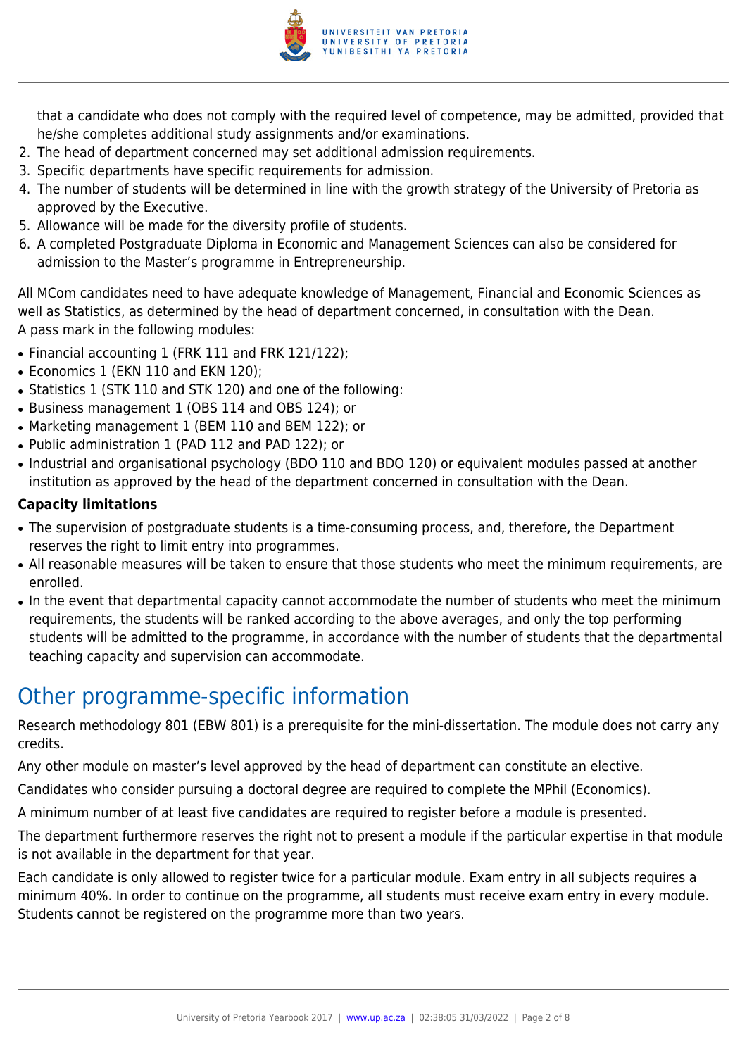that a candidate who does not comply with the required level of competence, may be admitted, provided that he/she completes additional study assignments and/or examinations.

2. The head of department concerned may set additional admission requirements.
3. Specific departments have specific requirements for admission.
4. The number of students will be determined in line with the growth strategy of the University of Pretoria as approved by the Executive.
5. Allowance will be made for the diversity profile of students.
6. A completed Postgraduate Diploma in Economic and Management Sciences can also be considered for admission to the Master's programme in Entrepreneurship.

All MCom candidates need to have adequate knowledge of Management, Financial and Economic Sciences as well as Statistics, as determined by the head of department concerned, in consultation with the Dean.
A pass mark in the following modules:

- Financial accounting 1 (FRK 111 and FRK 121/122);
- Economics 1 (EKN 110 and EKN 120);
- Statistics 1 (STK 110 and STK 120) and one of the following:
- Business management 1 (OBS 114 and OBS 124); or
- Marketing management 1 (BEM 110 and BEM 122); or
- Public administration 1 (PAD 112 and PAD 122); or
- Industrial and organisational psychology (BDO 110 and BDO 120) or equivalent modules passed at another institution as approved by the head of the department concerned in consultation with the Dean.

**Capacity limitations**

- The supervision of postgraduate students is a time-consuming process, and, therefore, the Department reserves the right to limit entry into programmes.
- All reasonable measures will be taken to ensure that those students who meet the minimum requirements, are enrolled.
- In the event that departmental capacity cannot accommodate the number of students who meet the minimum requirements, the students will be ranked according to the above averages, and only the top performing students will be admitted to the programme, in accordance with the number of students that the departmental teaching capacity and supervision can accommodate.

## Other programme-specific information

Research methodology 801 (EBW 801) is a prerequisite for the mini-dissertation. The module does not carry any credits.

Any other module on master's level approved by the head of department can constitute an elective.

Candidates who consider pursuing a doctoral degree are required to complete the MPhil (Economics).

A minimum number of at least five candidates are required to register before a module is presented.

The department furthermore reserves the right not to present a module if the particular expertise in that module is not available in the department for that year.

Each candidate is only allowed to register twice for a particular module. Exam entry in all subjects requires a minimum 40%. In order to continue on the programme, all students must receive exam entry in every module. Students cannot be registered on the programme more than two years.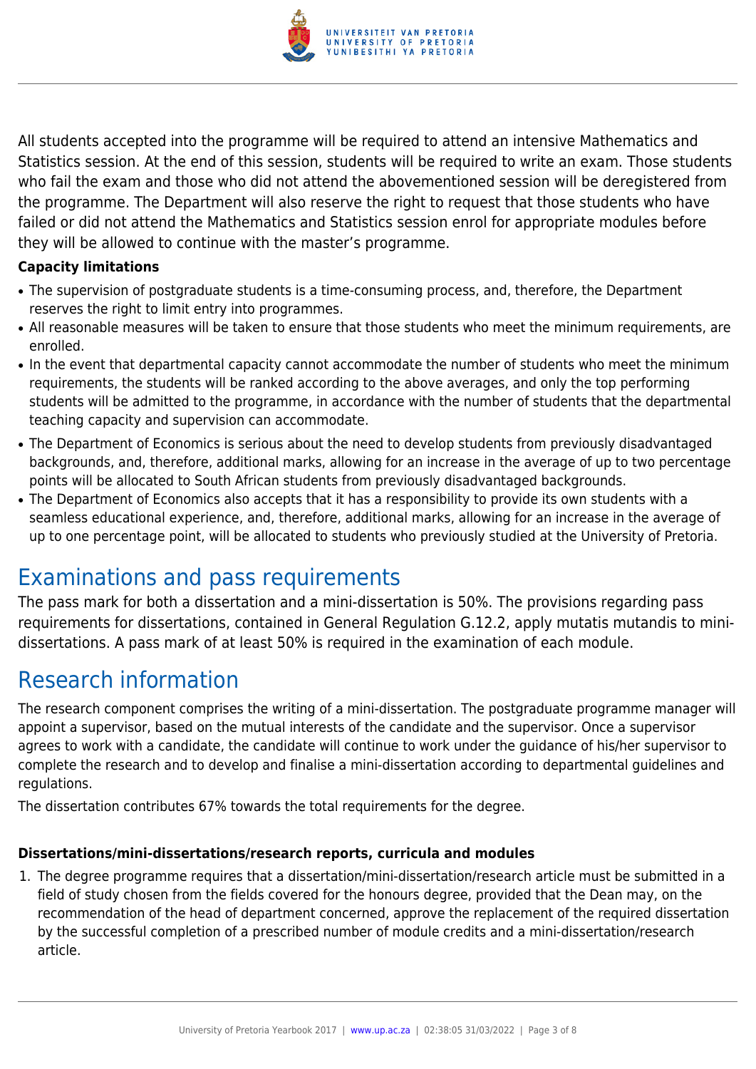All students accepted into the programme will be required to attend an intensive Mathematics and Statistics session. At the end of this session, students will be required to write an exam. Those students who fail the exam and those who did not attend the abovementioned session will be deregistered from the programme. The Department will also reserve the right to request that those students who have failed or did not attend the Mathematics and Statistics session enrol for appropriate modules before they will be allowed to continue with the master's programme.

**Capacity limitations**

- The supervision of postgraduate students is a time-consuming process, and, therefore, the Department reserves the right to limit entry into programmes.
- All reasonable measures will be taken to ensure that those students who meet the minimum requirements, are enrolled.
- In the event that departmental capacity cannot accommodate the number of students who meet the minimum requirements, the students will be ranked according to the above averages, and only the top performing students will be admitted to the programme, in accordance with the number of students that the departmental teaching capacity and supervision can accommodate.
- The Department of Economics is serious about the need to develop students from previously disadvantaged backgrounds, and, therefore, additional marks, allowing for an increase in the average of up to two percentage points will be allocated to South African students from previously disadvantaged backgrounds.
- The Department of Economics also accepts that it has a responsibility to provide its own students with a seamless educational experience, and, therefore, additional marks, allowing for an increase in the average of up to one percentage point, will be allocated to students who previously studied at the University of Pretoria.

# Examinations and pass requirements

The pass mark for both a dissertation and a mini-dissertation is 50%. The provisions regarding pass requirements for dissertations, contained in General Regulation G.12.2, apply mutatis mutandis to mini-dissertations. A pass mark of at least 50% is required in the examination of each module.

# Research information

The research component comprises the writing of a mini-dissertation. The postgraduate programme manager will appoint a supervisor, based on the mutual interests of the candidate and the supervisor. Once a supervisor agrees to work with a candidate, the candidate will continue to work under the guidance of his/her supervisor to complete the research and to develop and finalise a mini-dissertation according to departmental guidelines and regulations.

The dissertation contributes 67% towards the total requirements for the degree.

**Dissertations/mini-dissertations/research reports, curricula and modules**

1. The degree programme requires that a dissertation/mini-dissertation/research article must be submitted in a field of study chosen from the fields covered for the honours degree, provided that the Dean may, on the recommendation of the head of department concerned, approve the replacement of the required dissertation by the successful completion of a prescribed number of module credits and a mini-dissertation/research article.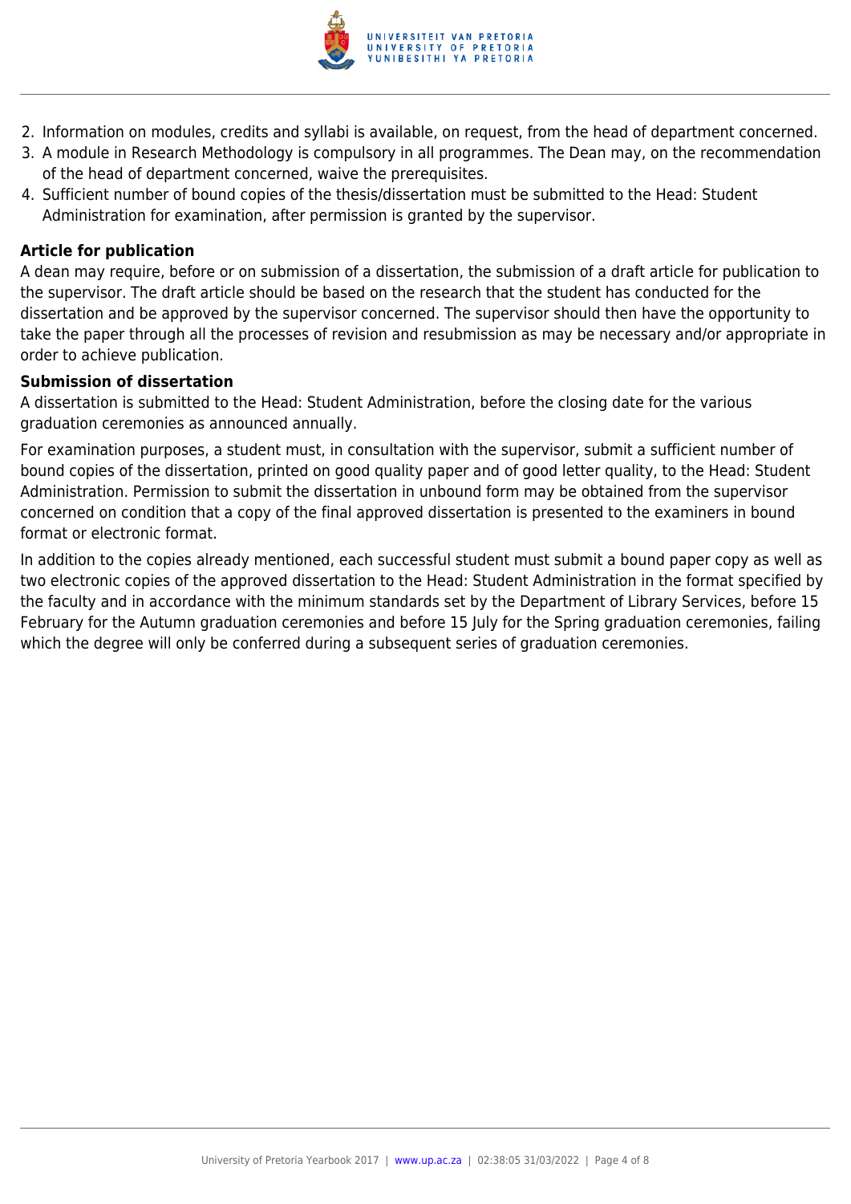2. Information on modules, credits and syllabi is available, on request, from the head of department concerned.
3. A module in Research Methodology is compulsory in all programmes. The Dean may, on the recommendation of the head of department concerned, waive the prerequisites.
4. Sufficient number of bound copies of the thesis/dissertation must be submitted to the Head: Student Administration for examination, after permission is granted by the supervisor.

**Article for publication**

A dean may require, before or on submission of a dissertation, the submission of a draft article for publication to the supervisor. The draft article should be based on the research that the student has conducted for the dissertation and be approved by the supervisor concerned. The supervisor should then have the opportunity to take the paper through all the processes of revision and resubmission as may be necessary and/or appropriate in order to achieve publication.

**Submission of dissertation**

A dissertation is submitted to the Head: Student Administration, before the closing date for the various graduation ceremonies as announced annually.

For examination purposes, a student must, in consultation with the supervisor, submit a sufficient number of bound copies of the dissertation, printed on good quality paper and of good letter quality, to the Head: Student Administration. Permission to submit the dissertation in unbound form may be obtained from the supervisor concerned on condition that a copy of the final approved dissertation is presented to the examiners in bound format or electronic format.

In addition to the copies already mentioned, each successful student must submit a bound paper copy as well as two electronic copies of the approved dissertation to the Head: Student Administration in the format specified by the faculty and in accordance with the minimum standards set by the Department of Library Services, before 15 February for the Autumn graduation ceremonies and before 15 July for the Spring graduation ceremonies, failing which the degree will only be conferred during a subsequent series of graduation ceremonies.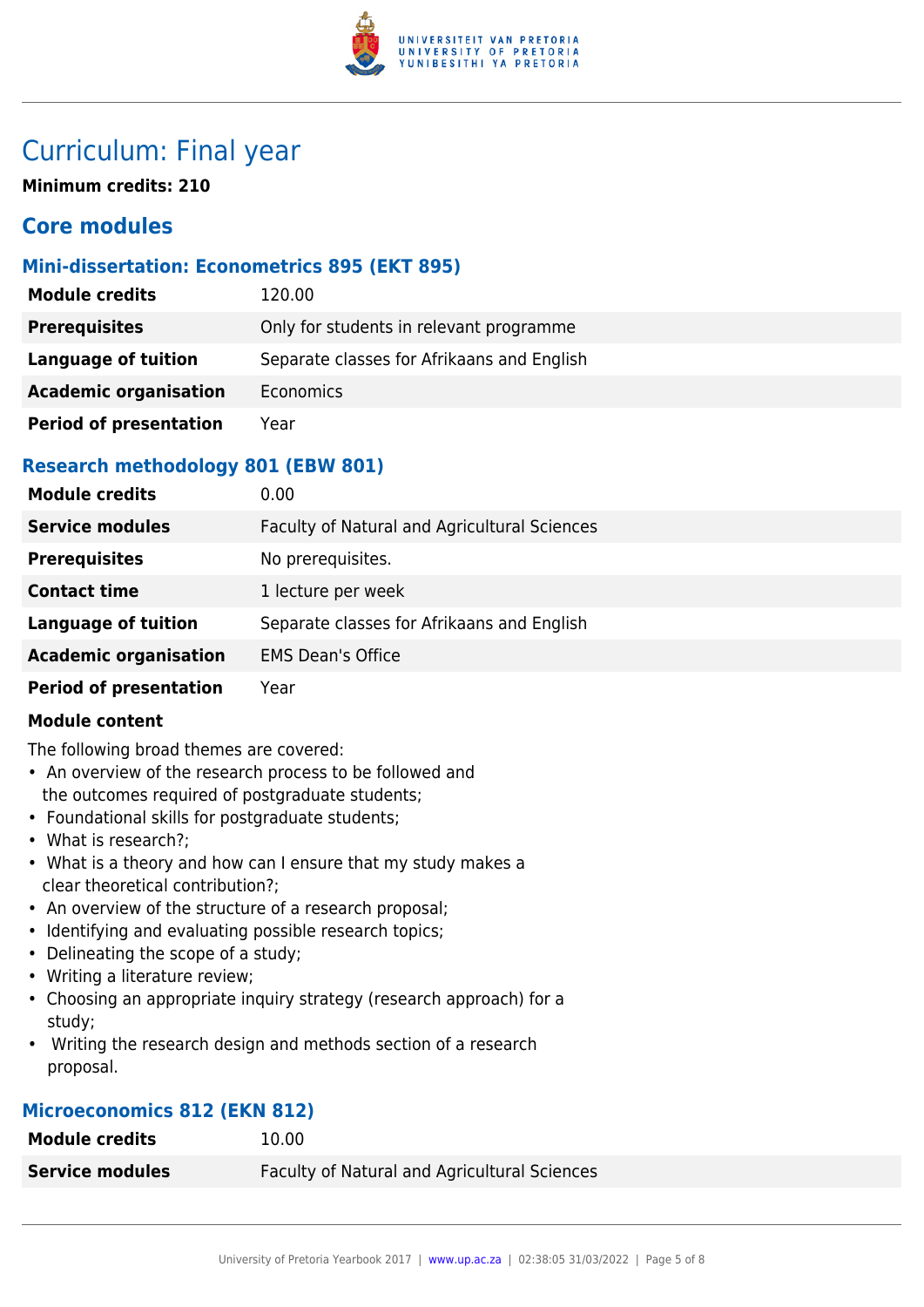# Curriculum: Final year

**Minimum credits: 210**

## Core modules

### Mini-dissertation: Econometrics 895 (EKT 895)

| | |
|---|---|
| **Module credits** | 120.00 |
| **Prerequisites** | Only for students in relevant programme |
| **Language of tuition** | Separate classes for Afrikaans and English |
| **Academic organisation** | Economics |
| **Period of presentation** | Year |

### Research methodology 801 (EBW 801)

| | |
|---|---|
| **Module credits** | 0.00 |
| **Service modules** | Faculty of Natural and Agricultural Sciences |
| **Prerequisites** | No prerequisites. |
| **Contact time** | 1 lecture per week |
| **Language of tuition** | Separate classes for Afrikaans and English |
| **Academic organisation** | EMS Dean's Office |
| **Period of presentation** | Year |

**Module content**

The following broad themes are covered:

- An overview of the research process to be followed and the outcomes required of postgraduate students;
- Foundational skills for postgraduate students;
- What is research?;
- What is a theory and how can I ensure that my study makes a clear theoretical contribution?;
- An overview of the structure of a research proposal;
- Identifying and evaluating possible research topics;
- Delineating the scope of a study;
- Writing a literature review;
- Choosing an appropriate inquiry strategy (research approach) for a study;
- Writing the research design and methods section of a research proposal.

### Microeconomics 812 (EKN 812)

| | |
|---|---|
| **Module credits** | 10.00 |
| **Service modules** | Faculty of Natural and Agricultural Sciences |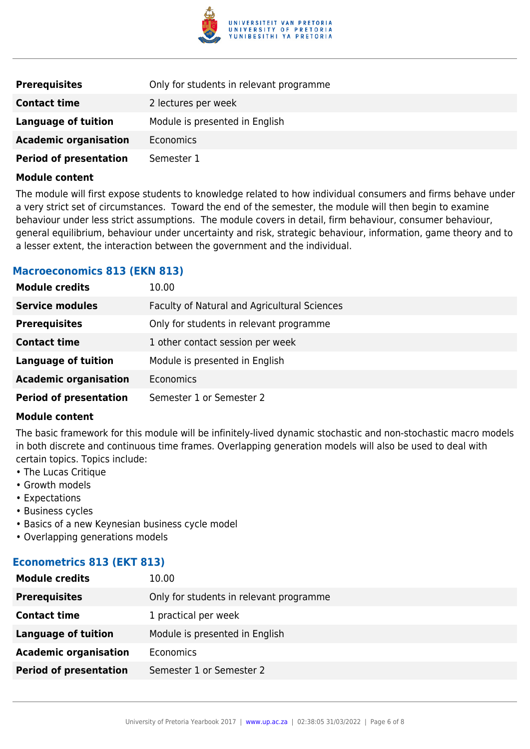| | |
|---|---|
| **Prerequisites** | Only for students in relevant programme |
| **Contact time** | 2 lectures per week |
| **Language of tuition** | Module is presented in English |
| **Academic organisation** | Economics |
| **Period of presentation** | Semester 1 |

**Module content**

The module will first expose students to knowledge related to how individual consumers and firms behave under a very strict set of circumstances. Toward the end of the semester, the module will then begin to examine behaviour under less strict assumptions. The module covers in detail, firm behaviour, consumer behaviour, general equilibrium, behaviour under uncertainty and risk, strategic behaviour, information, game theory and to a lesser extent, the interaction between the government and the individual.

### Macroeconomics 813 (EKN 813)

| | |
|---|---|
| **Module credits** | 10.00 |
| **Service modules** | Faculty of Natural and Agricultural Sciences |
| **Prerequisites** | Only for students in relevant programme |
| **Contact time** | 1 other contact session per week |
| **Language of tuition** | Module is presented in English |
| **Academic organisation** | Economics |
| **Period of presentation** | Semester 1 or Semester 2 |

**Module content**

The basic framework for this module will be infinitely-lived dynamic stochastic and non-stochastic macro models in both discrete and continuous time frames. Overlapping generation models will also be used to deal with certain topics. Topics include:

- The Lucas Critique
- Growth models
- Expectations
- Business cycles
- Basics of a new Keynesian business cycle model
- Overlapping generations models

### Econometrics 813 (EKT 813)

| | |
|---|---|
| **Module credits** | 10.00 |
| **Prerequisites** | Only for students in relevant programme |
| **Contact time** | 1 practical per week |
| **Language of tuition** | Module is presented in English |
| **Academic organisation** | Economics |
| **Period of presentation** | Semester 1 or Semester 2 |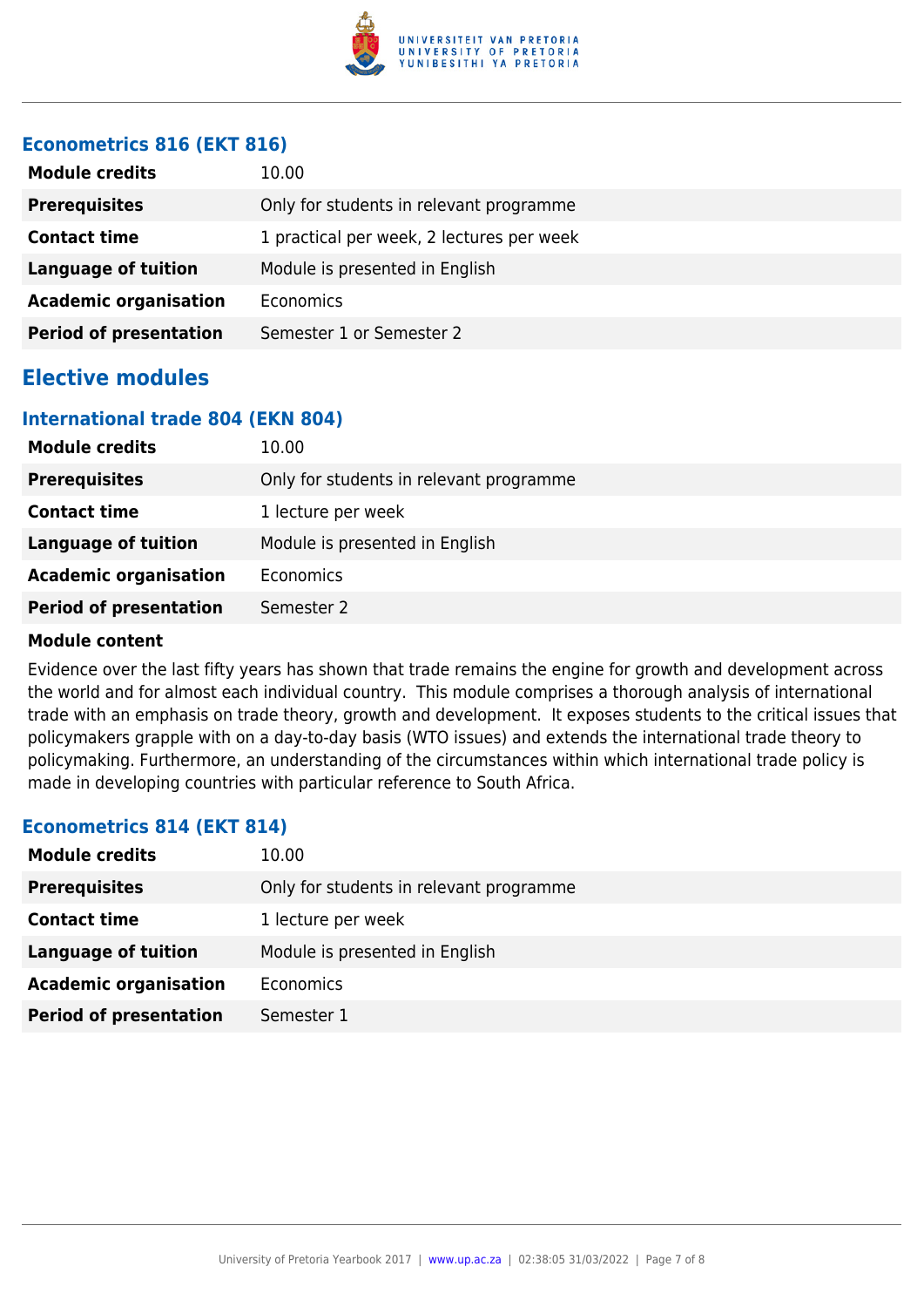### Econometrics 816 (EKT 816)

| | |
|---|---|
| **Module credits** | 10.00 |
| **Prerequisites** | Only for students in relevant programme |
| **Contact time** | 1 practical per week, 2 lectures per week |
| **Language of tuition** | Module is presented in English |
| **Academic organisation** | Economics |
| **Period of presentation** | Semester 1 or Semester 2 |

## Elective modules

### International trade 804 (EKN 804)

| | |
|---|---|
| **Module credits** | 10.00 |
| **Prerequisites** | Only for students in relevant programme |
| **Contact time** | 1 lecture per week |
| **Language of tuition** | Module is presented in English |
| **Academic organisation** | Economics |
| **Period of presentation** | Semester 2 |

**Module content**

Evidence over the last fifty years has shown that trade remains the engine for growth and development across the world and for almost each individual country. This module comprises a thorough analysis of international trade with an emphasis on trade theory, growth and development. It exposes students to the critical issues that policymakers grapple with on a day-to-day basis (WTO issues) and extends the international trade theory to policymaking. Furthermore, an understanding of the circumstances within which international trade policy is made in developing countries with particular reference to South Africa.

### Econometrics 814 (EKT 814)

| | |
|---|---|
| **Module credits** | 10.00 |
| **Prerequisites** | Only for students in relevant programme |
| **Contact time** | 1 lecture per week |
| **Language of tuition** | Module is presented in English |
| **Academic organisation** | Economics |
| **Period of presentation** | Semester 1 |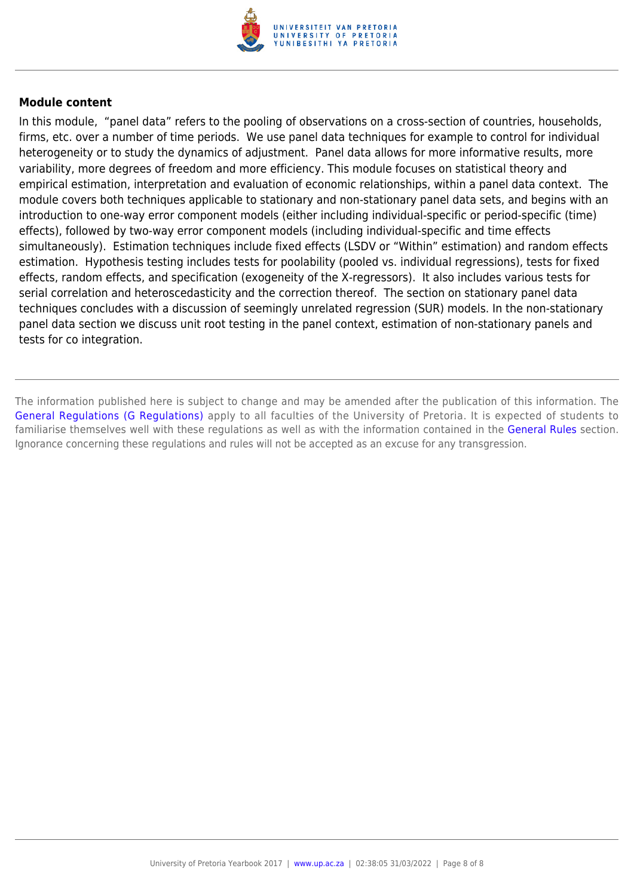**Module content**

In this module, "panel data" refers to the pooling of observations on a cross-section of countries, households, firms, etc. over a number of time periods. We use panel data techniques for example to control for individual heterogeneity or to study the dynamics of adjustment. Panel data allows for more informative results, more variability, more degrees of freedom and more efficiency. This module focuses on statistical theory and empirical estimation, interpretation and evaluation of economic relationships, within a panel data context. The module covers both techniques applicable to stationary and non-stationary panel data sets, and begins with an introduction to one-way error component models (either including individual-specific or period-specific (time) effects), followed by two-way error component models (including individual-specific and time effects simultaneously). Estimation techniques include fixed effects (LSDV or "Within" estimation) and random effects estimation. Hypothesis testing includes tests for poolability (pooled vs. individual regressions), tests for fixed effects, random effects, and specification (exogeneity of the X-regressors). It also includes various tests for serial correlation and heteroscedasticity and the correction thereof. The section on stationary panel data techniques concludes with a discussion of seemingly unrelated regression (SUR) models. In the non-stationary panel data section we discuss unit root testing in the panel context, estimation of non-stationary panels and tests for co integration.

The information published here is subject to change and may be amended after the publication of this information. The General Regulations (G Regulations) apply to all faculties of the University of Pretoria. It is expected of students to familiarise themselves well with these regulations as well as with the information contained in the General Rules section. Ignorance concerning these regulations and rules will not be accepted as an excuse for any transgression.